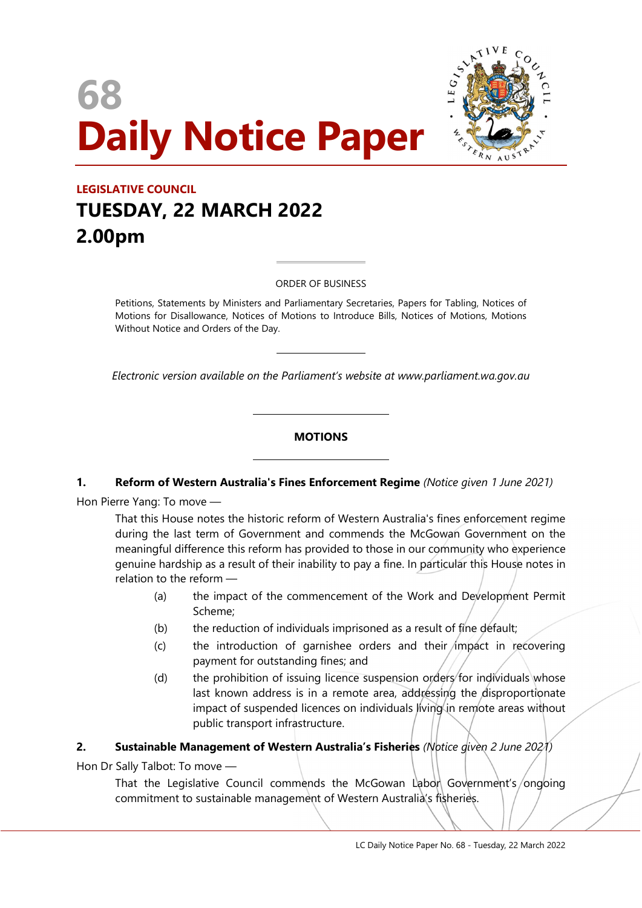# 68
# Daily Notice Paper

## LEGISLATIVE COUNCIL

## TUESDAY, 22 MARCH 2022
## 2.00pm

ORDER OF BUSINESS

Petitions, Statements by Ministers and Parliamentary Secretaries, Papers for Tabling, Notices of Motions for Disallowance, Notices of Motions to Introduce Bills, Notices of Motions, Motions Without Notice and Orders of the Day.

*Electronic version available on the Parliament's website at www.parliament.wa.gov.au*

### MOTIONS

**1. Reform of Western Australia's Fines Enforcement Regime** *(Notice given 1 June 2021)*

Hon Pierre Yang: To move —

That this House notes the historic reform of Western Australia's fines enforcement regime during the last term of Government and commends the McGowan Government on the meaningful difference this reform has provided to those in our community who experience genuine hardship as a result of their inability to pay a fine. In particular this House notes in relation to the reform —

(a) the impact of the commencement of the Work and Development Permit Scheme;

(b) the reduction of individuals imprisoned as a result of fine default;

(c) the introduction of garnishee orders and their impact in recovering payment for outstanding fines; and

(d) the prohibition of issuing licence suspension orders for individuals whose last known address is in a remote area, addressing the disproportionate impact of suspended licences on individuals living in remote areas without public transport infrastructure.

**2. Sustainable Management of Western Australia's Fisheries** *(Notice given 2 June 2021)*

Hon Dr Sally Talbot: To move —

That the Legislative Council commends the McGowan Labor Government's ongoing commitment to sustainable management of Western Australia's fisheries.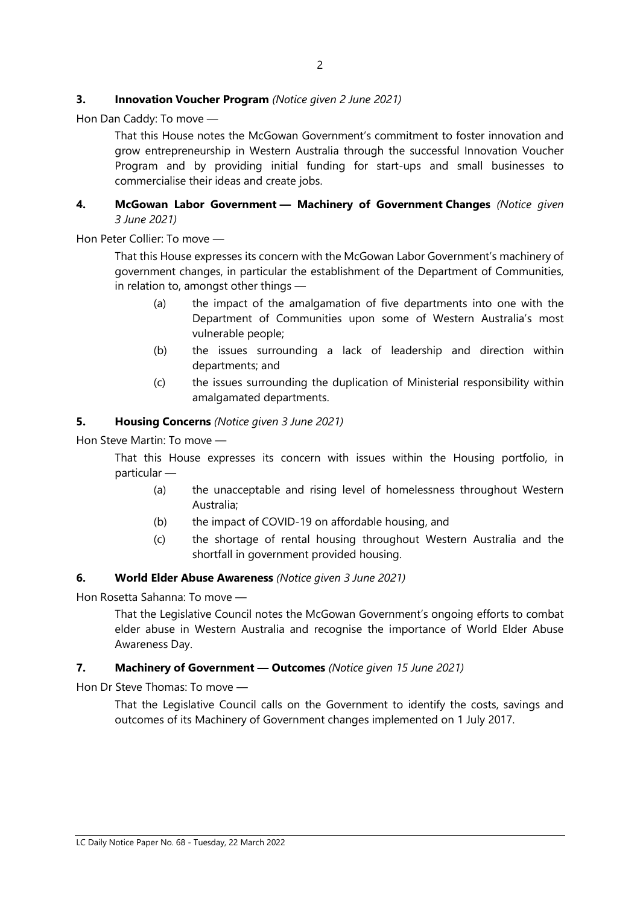**3. Innovation Voucher Program** *(Notice given 2 June 2021)*

Hon Dan Caddy: To move —

> That this House notes the McGowan Government's commitment to foster innovation and grow entrepreneurship in Western Australia through the successful Innovation Voucher Program and by providing initial funding for start-ups and small businesses to commercialise their ideas and create jobs.

**4. McGowan Labor Government — Machinery of Government Changes** *(Notice given 3 June 2021)*

Hon Peter Collier: To move —

> That this House expresses its concern with the McGowan Labor Government's machinery of government changes, in particular the establishment of the Department of Communities, in relation to, amongst other things —
>
> (a) the impact of the amalgamation of five departments into one with the Department of Communities upon some of Western Australia's most vulnerable people;
>
> (b) the issues surrounding a lack of leadership and direction within departments; and
>
> (c) the issues surrounding the duplication of Ministerial responsibility within amalgamated departments.

**5. Housing Concerns** *(Notice given 3 June 2021)*

Hon Steve Martin: To move —

> That this House expresses its concern with issues within the Housing portfolio, in particular —
>
> (a) the unacceptable and rising level of homelessness throughout Western Australia;
>
> (b) the impact of COVID-19 on affordable housing, and
>
> (c) the shortage of rental housing throughout Western Australia and the shortfall in government provided housing.

**6. World Elder Abuse Awareness** *(Notice given 3 June 2021)*

Hon Rosetta Sahanna: To move —

> That the Legislative Council notes the McGowan Government's ongoing efforts to combat elder abuse in Western Australia and recognise the importance of World Elder Abuse Awareness Day.

**7. Machinery of Government — Outcomes** *(Notice given 15 June 2021)*

Hon Dr Steve Thomas: To move —

> That the Legislative Council calls on the Government to identify the costs, savings and outcomes of its Machinery of Government changes implemented on 1 July 2017.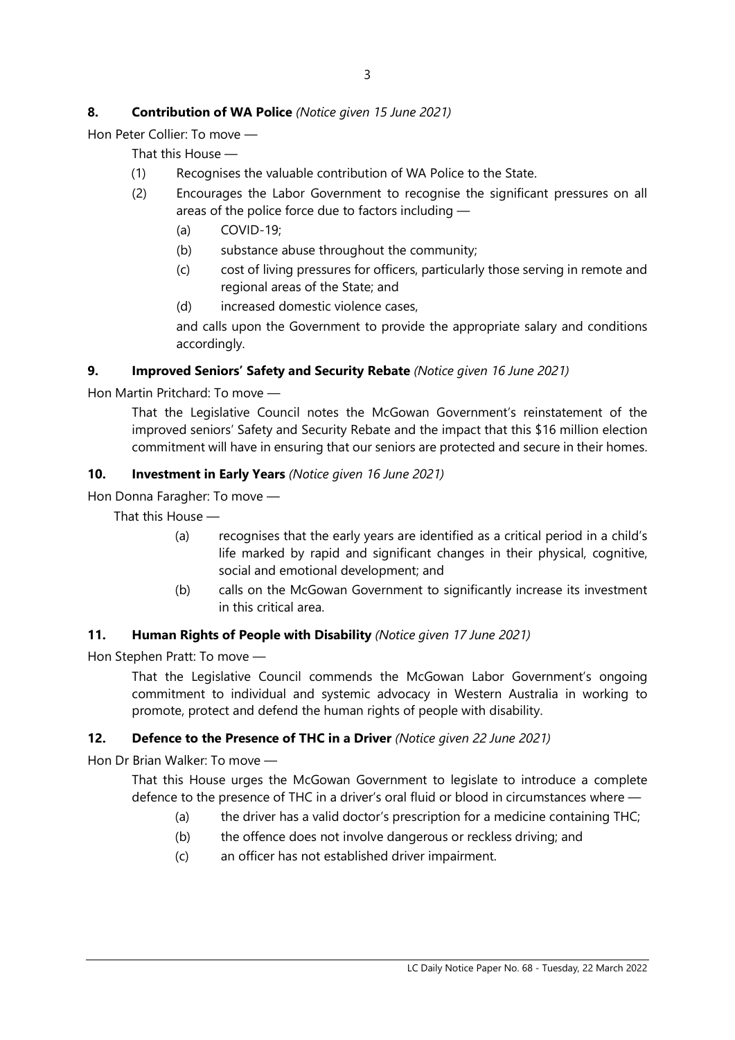**8. Contribution of WA Police** *(Notice given 15 June 2021)*

Hon Peter Collier: To move —

That this House —

(1) Recognises the valuable contribution of WA Police to the State.

(2) Encourages the Labor Government to recognise the significant pressures on all areas of the police force due to factors including —

(a) COVID-19;

(b) substance abuse throughout the community;

(c) cost of living pressures for officers, particularly those serving in remote and regional areas of the State; and

(d) increased domestic violence cases,

and calls upon the Government to provide the appropriate salary and conditions accordingly.

**9. Improved Seniors' Safety and Security Rebate** *(Notice given 16 June 2021)*

Hon Martin Pritchard: To move —

That the Legislative Council notes the McGowan Government's reinstatement of the improved seniors' Safety and Security Rebate and the impact that this $16 million election commitment will have in ensuring that our seniors are protected and secure in their homes.

**10. Investment in Early Years** *(Notice given 16 June 2021)*

Hon Donna Faragher: To move —

That this House —

(a) recognises that the early years are identified as a critical period in a child's life marked by rapid and significant changes in their physical, cognitive, social and emotional development; and

(b) calls on the McGowan Government to significantly increase its investment in this critical area.

**11. Human Rights of People with Disability** *(Notice given 17 June 2021)*

Hon Stephen Pratt: To move —

That the Legislative Council commends the McGowan Labor Government's ongoing commitment to individual and systemic advocacy in Western Australia in working to promote, protect and defend the human rights of people with disability.

**12. Defence to the Presence of THC in a Driver** *(Notice given 22 June 2021)*

Hon Dr Brian Walker: To move —

That this House urges the McGowan Government to legislate to introduce a complete defence to the presence of THC in a driver's oral fluid or blood in circumstances where —

(a) the driver has a valid doctor's prescription for a medicine containing THC;

(b) the offence does not involve dangerous or reckless driving; and

(c) an officer has not established driver impairment.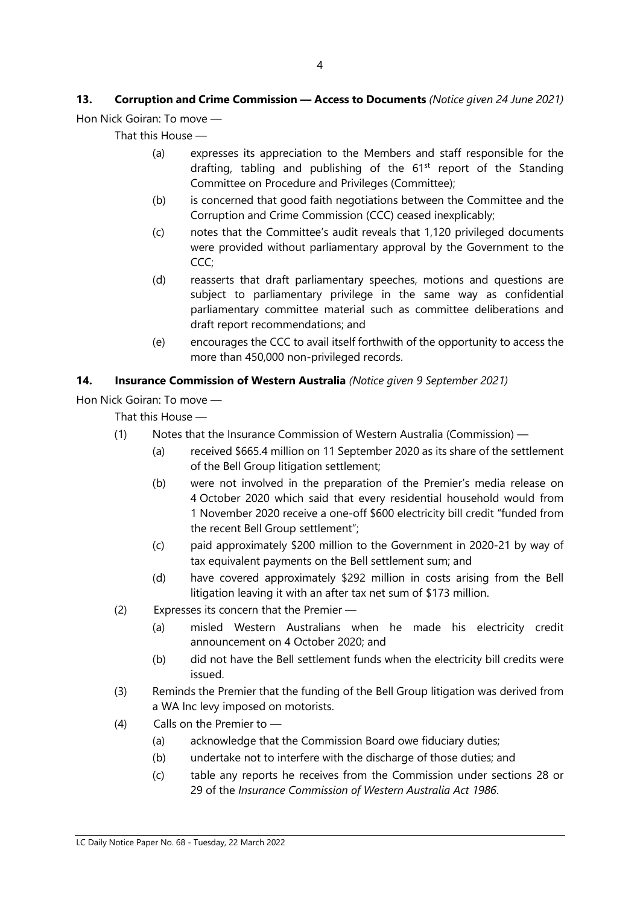### 13. Corruption and Crime Commission — Access to Documents *(Notice given 24 June 2021)*

Hon Nick Goiran: To move —

That this House —

(a) expresses its appreciation to the Members and staff responsible for the drafting, tabling and publishing of the 61st report of the Standing Committee on Procedure and Privileges (Committee);

(b) is concerned that good faith negotiations between the Committee and the Corruption and Crime Commission (CCC) ceased inexplicably;

(c) notes that the Committee's audit reveals that 1,120 privileged documents were provided without parliamentary approval by the Government to the CCC;

(d) reasserts that draft parliamentary speeches, motions and questions are subject to parliamentary privilege in the same way as confidential parliamentary committee material such as committee deliberations and draft report recommendations; and

(e) encourages the CCC to avail itself forthwith of the opportunity to access the more than 450,000 non-privileged records.

### 14. Insurance Commission of Western Australia *(Notice given 9 September 2021)*

Hon Nick Goiran: To move —

That this House —

(1) Notes that the Insurance Commission of Western Australia (Commission) —

   (a) received $665.4 million on 11 September 2020 as its share of the settlement of the Bell Group litigation settlement;

   (b) were not involved in the preparation of the Premier's media release on 4 October 2020 which said that every residential household would from 1 November 2020 receive a one-off $600 electricity bill credit "funded from the recent Bell Group settlement";

   (c) paid approximately $200 million to the Government in 2020-21 by way of tax equivalent payments on the Bell settlement sum; and

   (d) have covered approximately $292 million in costs arising from the Bell litigation leaving it with an after tax net sum of $173 million.

(2) Expresses its concern that the Premier —

   (a) misled Western Australians when he made his electricity credit announcement on 4 October 2020; and

   (b) did not have the Bell settlement funds when the electricity bill credits were issued.

(3) Reminds the Premier that the funding of the Bell Group litigation was derived from a WA Inc levy imposed on motorists.

(4) Calls on the Premier to —

   (a) acknowledge that the Commission Board owe fiduciary duties;

   (b) undertake not to interfere with the discharge of those duties; and

   (c) table any reports he receives from the Commission under sections 28 or 29 of the *Insurance Commission of Western Australia Act 1986*.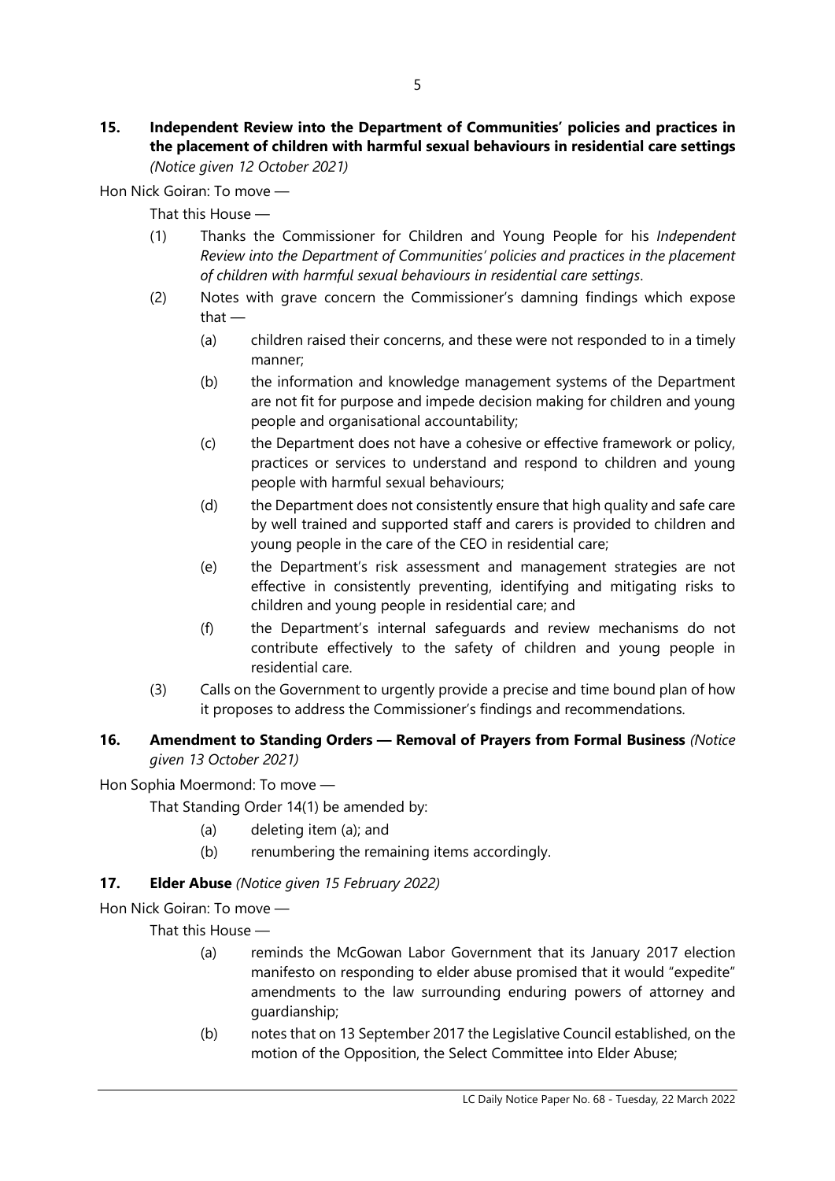**15. Independent Review into the Department of Communities' policies and practices in the placement of children with harmful sexual behaviours in residential care settings** *(Notice given 12 October 2021)*

Hon Nick Goiran: To move —

That this House —

(1) Thanks the Commissioner for Children and Young People for his *Independent Review into the Department of Communities' policies and practices in the placement of children with harmful sexual behaviours in residential care settings*.

(2) Notes with grave concern the Commissioner's damning findings which expose that —

(a) children raised their concerns, and these were not responded to in a timely manner;

(b) the information and knowledge management systems of the Department are not fit for purpose and impede decision making for children and young people and organisational accountability;

(c) the Department does not have a cohesive or effective framework or policy, practices or services to understand and respond to children and young people with harmful sexual behaviours;

(d) the Department does not consistently ensure that high quality and safe care by well trained and supported staff and carers is provided to children and young people in the care of the CEO in residential care;

(e) the Department's risk assessment and management strategies are not effective in consistently preventing, identifying and mitigating risks to children and young people in residential care; and

(f) the Department's internal safeguards and review mechanisms do not contribute effectively to the safety of children and young people in residential care.

(3) Calls on the Government to urgently provide a precise and time bound plan of how it proposes to address the Commissioner's findings and recommendations.

**16. Amendment to Standing Orders — Removal of Prayers from Formal Business** *(Notice given 13 October 2021)*

Hon Sophia Moermond: To move —

That Standing Order 14(1) be amended by:

(a) deleting item (a); and

(b) renumbering the remaining items accordingly.

**17. Elder Abuse** *(Notice given 15 February 2022)*

Hon Nick Goiran: To move —

That this House —

(a) reminds the McGowan Labor Government that its January 2017 election manifesto on responding to elder abuse promised that it would "expedite" amendments to the law surrounding enduring powers of attorney and guardianship;

(b) notes that on 13 September 2017 the Legislative Council established, on the motion of the Opposition, the Select Committee into Elder Abuse;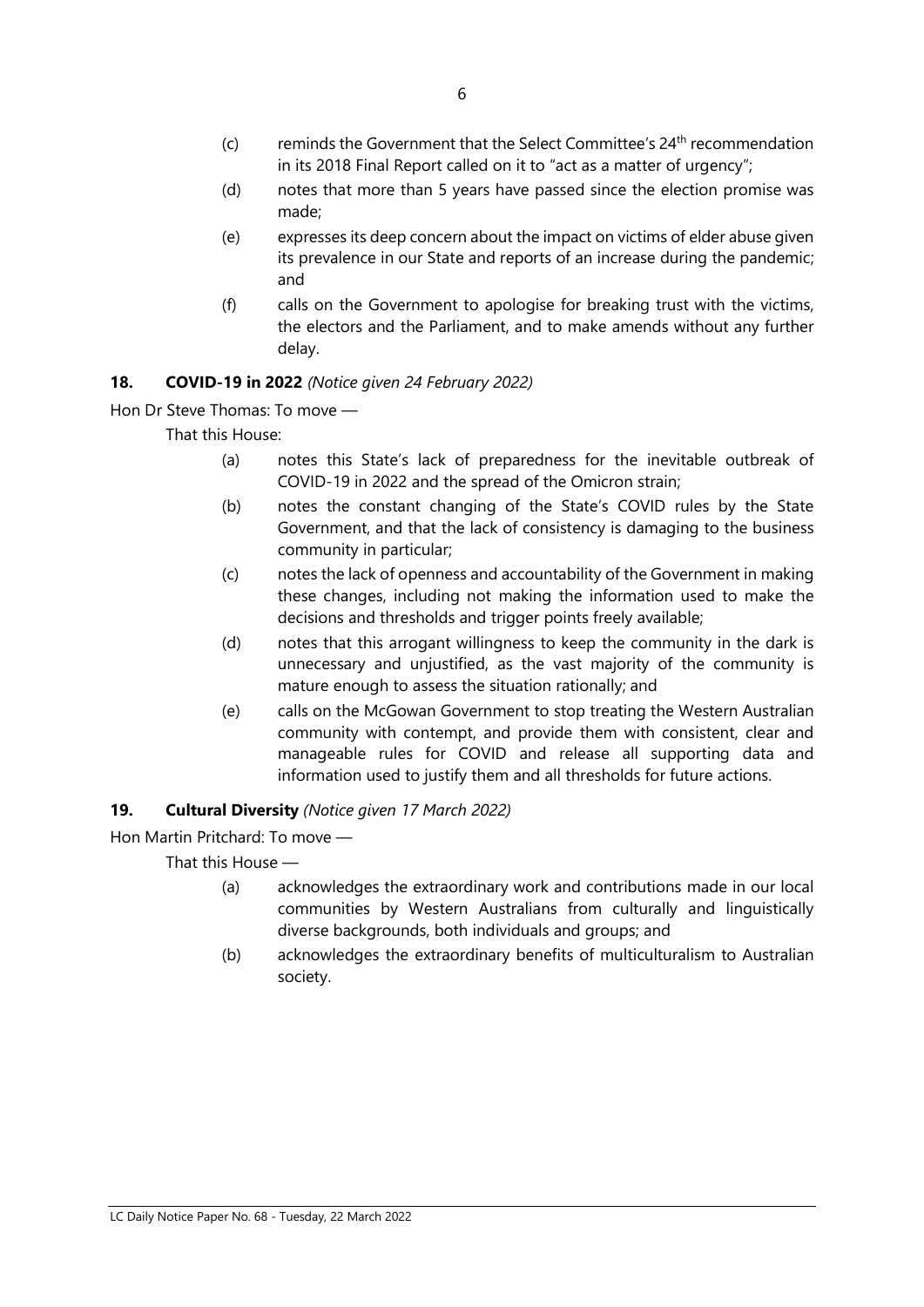(c) reminds the Government that the Select Committee's 24th recommendation in its 2018 Final Report called on it to "act as a matter of urgency";

(d) notes that more than 5 years have passed since the election promise was made;

(e) expresses its deep concern about the impact on victims of elder abuse given its prevalence in our State and reports of an increase during the pandemic; and

(f) calls on the Government to apologise for breaking trust with the victims, the electors and the Parliament, and to make amends without any further delay.

**18. COVID-19 in 2022** *(Notice given 24 February 2022)*

Hon Dr Steve Thomas: To move —

That this House:

(a) notes this State's lack of preparedness for the inevitable outbreak of COVID-19 in 2022 and the spread of the Omicron strain;

(b) notes the constant changing of the State's COVID rules by the State Government, and that the lack of consistency is damaging to the business community in particular;

(c) notes the lack of openness and accountability of the Government in making these changes, including not making the information used to make the decisions and thresholds and trigger points freely available;

(d) notes that this arrogant willingness to keep the community in the dark is unnecessary and unjustified, as the vast majority of the community is mature enough to assess the situation rationally; and

(e) calls on the McGowan Government to stop treating the Western Australian community with contempt, and provide them with consistent, clear and manageable rules for COVID and release all supporting data and information used to justify them and all thresholds for future actions.

**19. Cultural Diversity** *(Notice given 17 March 2022)*

Hon Martin Pritchard: To move —

That this House —

(a) acknowledges the extraordinary work and contributions made in our local communities by Western Australians from culturally and linguistically diverse backgrounds, both individuals and groups; and

(b) acknowledges the extraordinary benefits of multiculturalism to Australian society.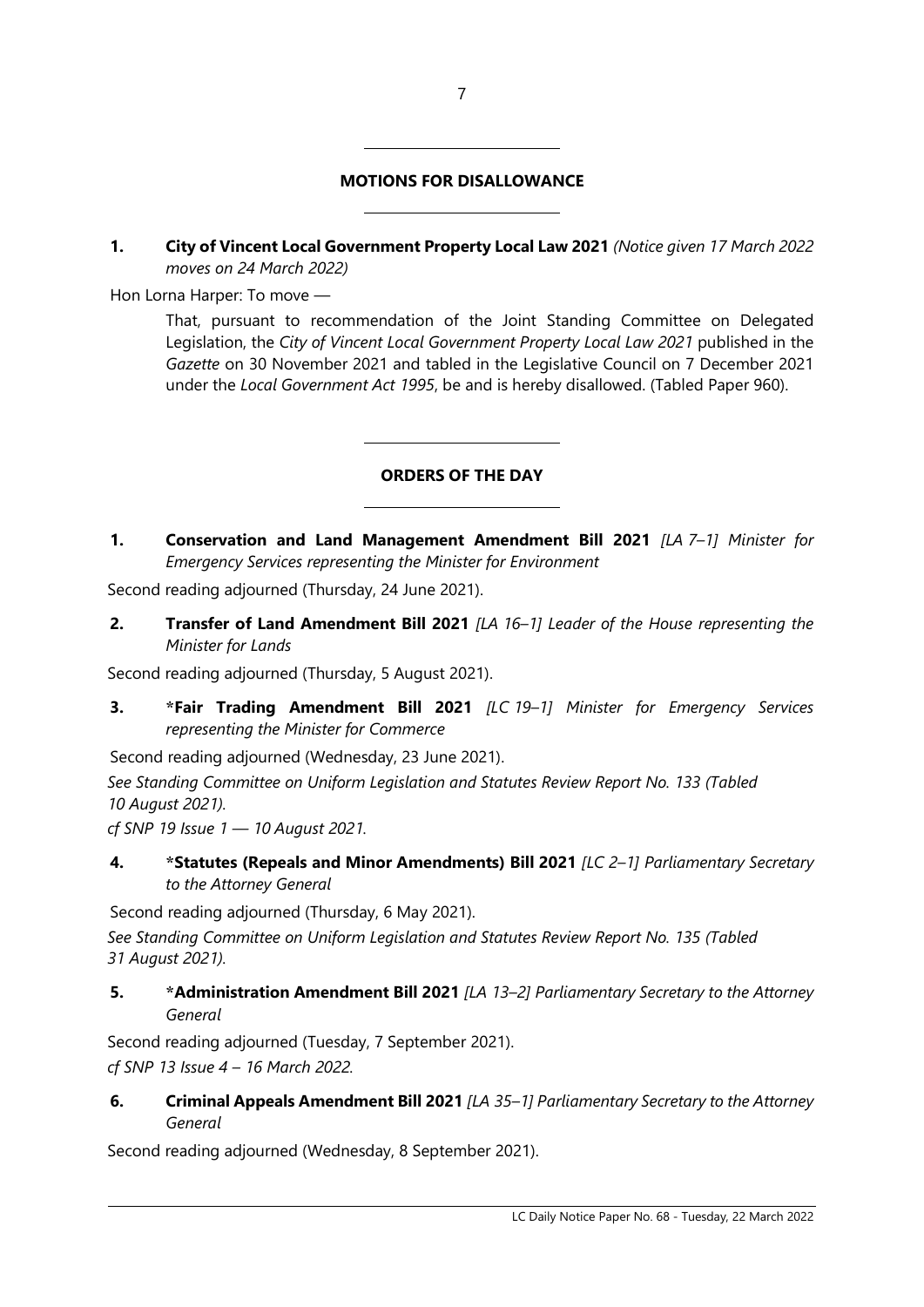## MOTIONS FOR DISALLOWANCE

**1. City of Vincent Local Government Property Local Law 2021** *(Notice given 17 March 2022 moves on 24 March 2022)*

Hon Lorna Harper: To move —

> That, pursuant to recommendation of the Joint Standing Committee on Delegated Legislation, the *City of Vincent Local Government Property Local Law 2021* published in the *Gazette* on 30 November 2021 and tabled in the Legislative Council on 7 December 2021 under the *Local Government Act 1995*, be and is hereby disallowed. (Tabled Paper 960).

## ORDERS OF THE DAY

**1. Conservation and Land Management Amendment Bill 2021** *[LA 7–1] Minister for Emergency Services representing the Minister for Environment*

Second reading adjourned (Thursday, 24 June 2021).

**2. Transfer of Land Amendment Bill 2021** *[LA 16–1] Leader of the House representing the Minister for Lands*

Second reading adjourned (Thursday, 5 August 2021).

**3. *Fair Trading Amendment Bill 2021** *[LC 19–1] Minister for Emergency Services representing the Minister for Commerce*

Second reading adjourned (Wednesday, 23 June 2021).

*See Standing Committee on Uniform Legislation and Statutes Review Report No. 133 (Tabled 10 August 2021).*

*cf SNP 19 Issue 1 — 10 August 2021.*

**4. *Statutes (Repeals and Minor Amendments) Bill 2021** *[LC 2–1] Parliamentary Secretary to the Attorney General*

Second reading adjourned (Thursday, 6 May 2021).

*See Standing Committee on Uniform Legislation and Statutes Review Report No. 135 (Tabled 31 August 2021).*

**5. *Administration Amendment Bill 2021** *[LA 13–2] Parliamentary Secretary to the Attorney General*

Second reading adjourned (Tuesday, 7 September 2021).

*cf SNP 13 Issue 4 – 16 March 2022.*

**6. Criminal Appeals Amendment Bill 2021** *[LA 35–1] Parliamentary Secretary to the Attorney General*

Second reading adjourned (Wednesday, 8 September 2021).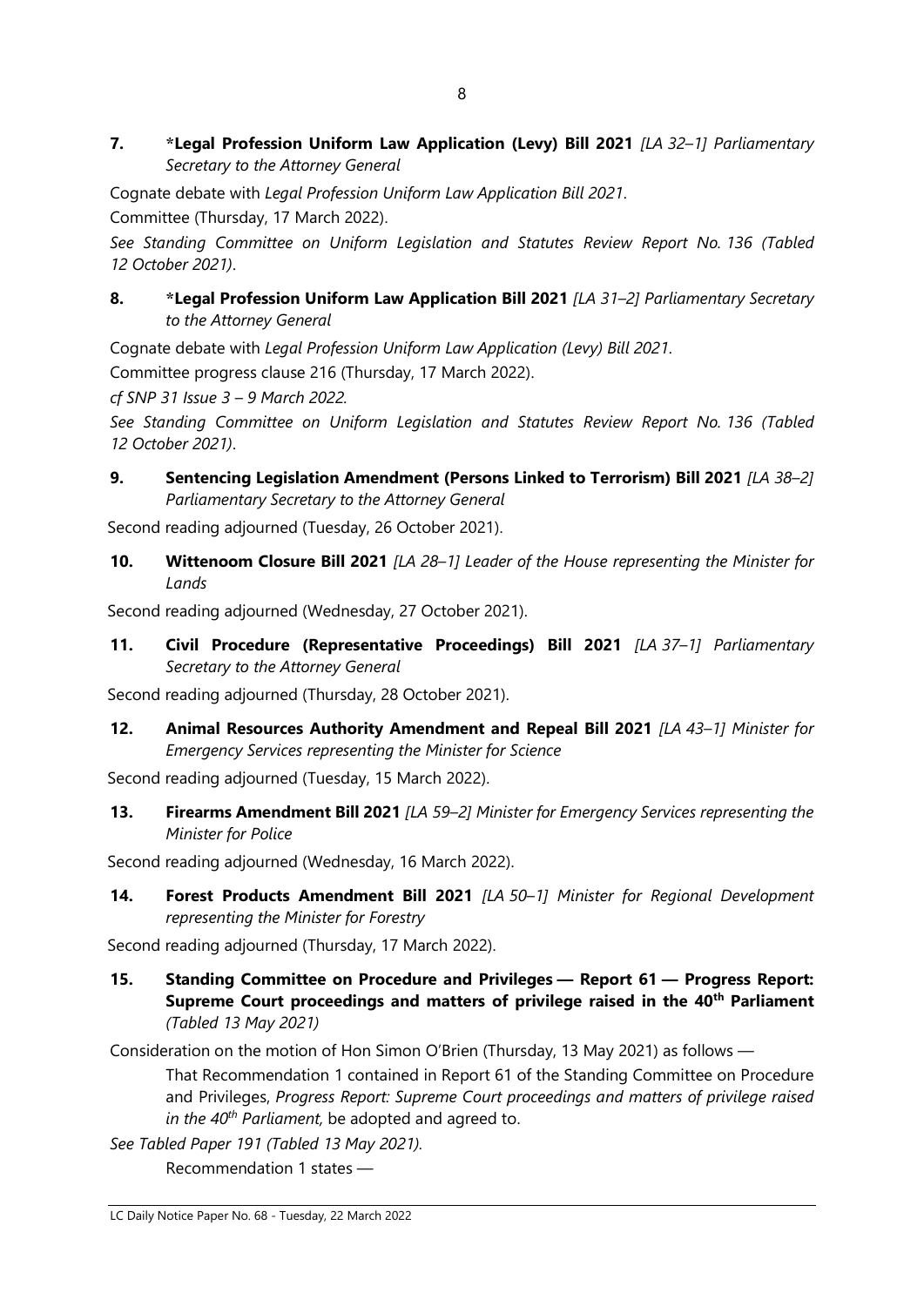**7. \*Legal Profession Uniform Law Application (Levy) Bill 2021** *[LA 32–1] Parliamentary Secretary to the Attorney General*

Cognate debate with *Legal Profession Uniform Law Application Bill 2021*.

Committee (Thursday, 17 March 2022).

*See Standing Committee on Uniform Legislation and Statutes Review Report No. 136 (Tabled 12 October 2021)*.

**8. \*Legal Profession Uniform Law Application Bill 2021** *[LA 31–2] Parliamentary Secretary to the Attorney General*

Cognate debate with *Legal Profession Uniform Law Application (Levy) Bill 2021*.

Committee progress clause 216 (Thursday, 17 March 2022).

*cf SNP 31 Issue 3 – 9 March 2022.*

*See Standing Committee on Uniform Legislation and Statutes Review Report No. 136 (Tabled 12 October 2021)*.

**9. Sentencing Legislation Amendment (Persons Linked to Terrorism) Bill 2021** *[LA 38–2] Parliamentary Secretary to the Attorney General*

Second reading adjourned (Tuesday, 26 October 2021).

**10. Wittenoom Closure Bill 2021** *[LA 28–1] Leader of the House representing the Minister for Lands*

Second reading adjourned (Wednesday, 27 October 2021).

**11. Civil Procedure (Representative Proceedings) Bill 2021** *[LA 37–1] Parliamentary Secretary to the Attorney General*

Second reading adjourned (Thursday, 28 October 2021).

**12. Animal Resources Authority Amendment and Repeal Bill 2021** *[LA 43–1] Minister for Emergency Services representing the Minister for Science*

Second reading adjourned (Tuesday, 15 March 2022).

**13. Firearms Amendment Bill 2021** *[LA 59–2] Minister for Emergency Services representing the Minister for Police*

Second reading adjourned (Wednesday, 16 March 2022).

**14. Forest Products Amendment Bill 2021** *[LA 50–1] Minister for Regional Development representing the Minister for Forestry*

Second reading adjourned (Thursday, 17 March 2022).

**15. Standing Committee on Procedure and Privileges — Report 61 — Progress Report: Supreme Court proceedings and matters of privilege raised in the 40th Parliament** *(Tabled 13 May 2021)*

Consideration on the motion of Hon Simon O'Brien (Thursday, 13 May 2021) as follows —

> That Recommendation 1 contained in Report 61 of the Standing Committee on Procedure and Privileges, *Progress Report: Supreme Court proceedings and matters of privilege raised in the 40th Parliament,* be adopted and agreed to.

*See Tabled Paper 191 (Tabled 13 May 2021).*

Recommendation 1 states —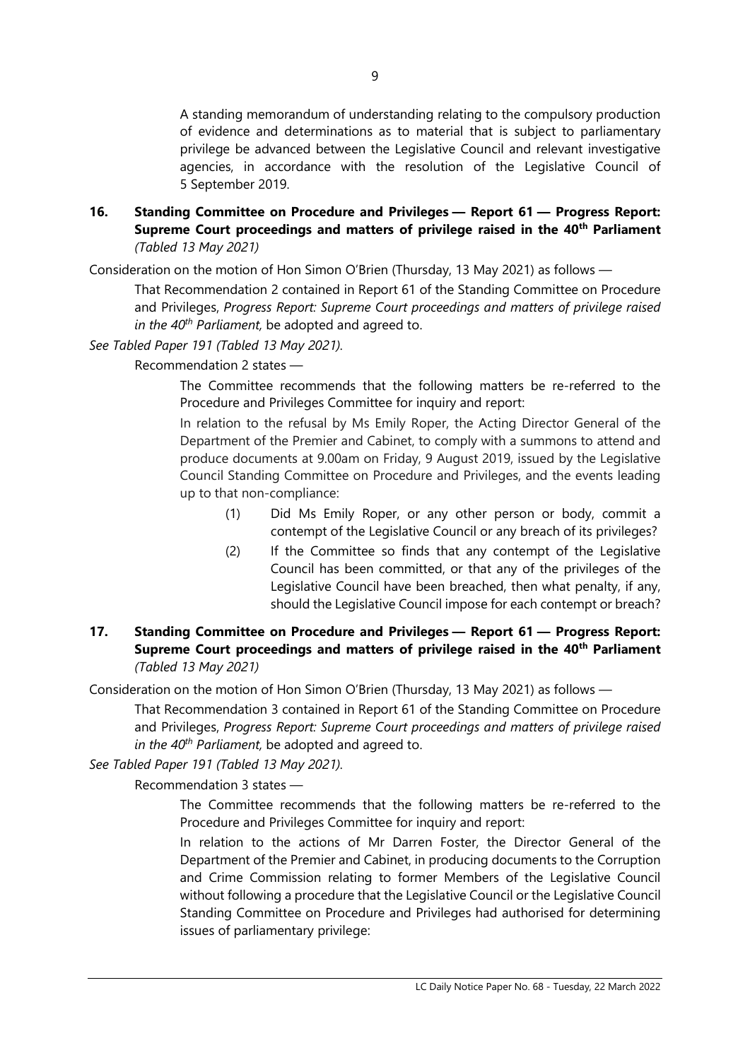A standing memorandum of understanding relating to the compulsory production of evidence and determinations as to material that is subject to parliamentary privilege be advanced between the Legislative Council and relevant investigative agencies, in accordance with the resolution of the Legislative Council of 5 September 2019.

**16. Standing Committee on Procedure and Privileges — Report 61 — Progress Report: Supreme Court proceedings and matters of privilege raised in the 40th Parliament** *(Tabled 13 May 2021)*

Consideration on the motion of Hon Simon O'Brien (Thursday, 13 May 2021) as follows —

> That Recommendation 2 contained in Report 61 of the Standing Committee on Procedure and Privileges, *Progress Report: Supreme Court proceedings and matters of privilege raised in the 40th Parliament,* be adopted and agreed to.

*See Tabled Paper 191 (Tabled 13 May 2021).*

Recommendation 2 states —

> The Committee recommends that the following matters be re-referred to the Procedure and Privileges Committee for inquiry and report:
>
> In relation to the refusal by Ms Emily Roper, the Acting Director General of the Department of the Premier and Cabinet, to comply with a summons to attend and produce documents at 9.00am on Friday, 9 August 2019, issued by the Legislative Council Standing Committee on Procedure and Privileges, and the events leading up to that non-compliance:
>
> (1) Did Ms Emily Roper, or any other person or body, commit a contempt of the Legislative Council or any breach of its privileges?
>
> (2) If the Committee so finds that any contempt of the Legislative Council has been committed, or that any of the privileges of the Legislative Council have been breached, then what penalty, if any, should the Legislative Council impose for each contempt or breach?

**17. Standing Committee on Procedure and Privileges — Report 61 — Progress Report: Supreme Court proceedings and matters of privilege raised in the 40th Parliament** *(Tabled 13 May 2021)*

Consideration on the motion of Hon Simon O'Brien (Thursday, 13 May 2021) as follows —

> That Recommendation 3 contained in Report 61 of the Standing Committee on Procedure and Privileges, *Progress Report: Supreme Court proceedings and matters of privilege raised in the 40th Parliament,* be adopted and agreed to.

*See Tabled Paper 191 (Tabled 13 May 2021).*

Recommendation 3 states —

> The Committee recommends that the following matters be re-referred to the Procedure and Privileges Committee for inquiry and report:
>
> In relation to the actions of Mr Darren Foster, the Director General of the Department of the Premier and Cabinet, in producing documents to the Corruption and Crime Commission relating to former Members of the Legislative Council without following a procedure that the Legislative Council or the Legislative Council Standing Committee on Procedure and Privileges had authorised for determining issues of parliamentary privilege: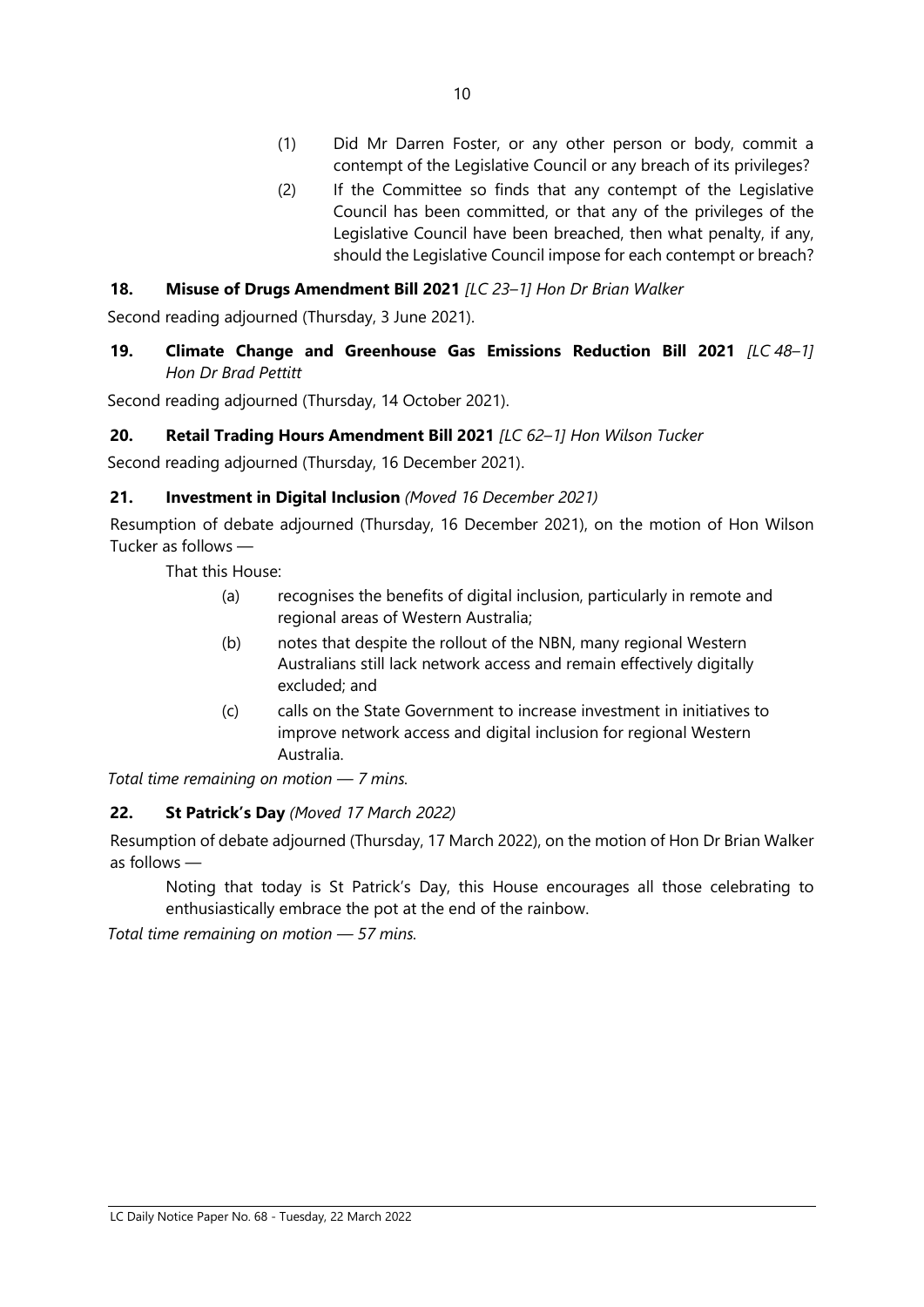(1) Did Mr Darren Foster, or any other person or body, commit a contempt of the Legislative Council or any breach of its privileges?

(2) If the Committee so finds that any contempt of the Legislative Council has been committed, or that any of the privileges of the Legislative Council have been breached, then what penalty, if any, should the Legislative Council impose for each contempt or breach?

**18. Misuse of Drugs Amendment Bill 2021** *[LC 23–1] Hon Dr Brian Walker*

Second reading adjourned (Thursday, 3 June 2021).

**19. Climate Change and Greenhouse Gas Emissions Reduction Bill 2021** *[LC 48–1] Hon Dr Brad Pettitt*

Second reading adjourned (Thursday, 14 October 2021).

**20. Retail Trading Hours Amendment Bill 2021** *[LC 62–1] Hon Wilson Tucker*

Second reading adjourned (Thursday, 16 December 2021).

**21. Investment in Digital Inclusion** *(Moved 16 December 2021)*

Resumption of debate adjourned (Thursday, 16 December 2021), on the motion of Hon Wilson Tucker as follows —

That this House:

(a) recognises the benefits of digital inclusion, particularly in remote and regional areas of Western Australia;

(b) notes that despite the rollout of the NBN, many regional Western Australians still lack network access and remain effectively digitally excluded; and

(c) calls on the State Government to increase investment in initiatives to improve network access and digital inclusion for regional Western Australia.

*Total time remaining on motion — 7 mins.*

**22. St Patrick's Day** *(Moved 17 March 2022)*

Resumption of debate adjourned (Thursday, 17 March 2022), on the motion of Hon Dr Brian Walker as follows —

Noting that today is St Patrick's Day, this House encourages all those celebrating to enthusiastically embrace the pot at the end of the rainbow.

*Total time remaining on motion — 57 mins.*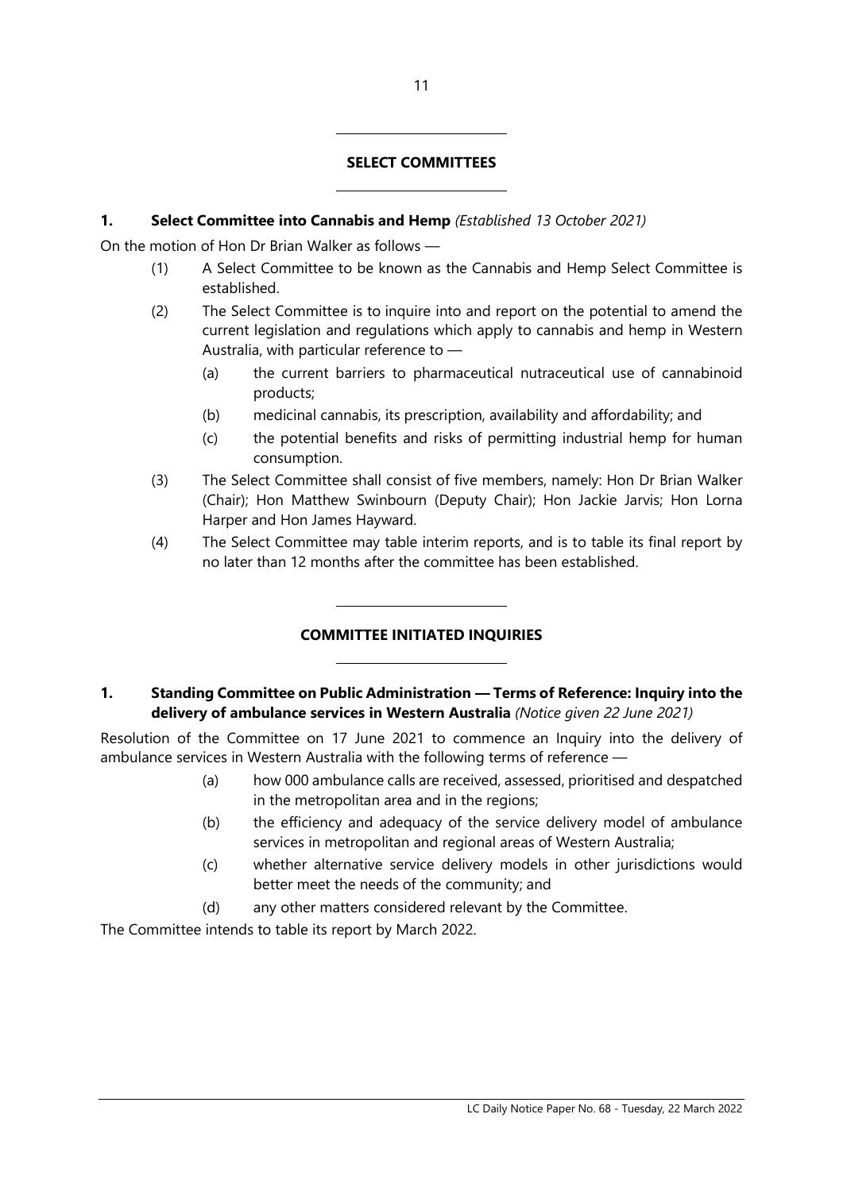## SELECT COMMITTEES

**1. Select Committee into Cannabis and Hemp** *(Established 13 October 2021)*

On the motion of Hon Dr Brian Walker as follows —

(1) A Select Committee to be known as the Cannabis and Hemp Select Committee is established.

(2) The Select Committee is to inquire into and report on the potential to amend the current legislation and regulations which apply to cannabis and hemp in Western Australia, with particular reference to —

  (a) the current barriers to pharmaceutical nutraceutical use of cannabinoid products;

  (b) medicinal cannabis, its prescription, availability and affordability; and

  (c) the potential benefits and risks of permitting industrial hemp for human consumption.

(3) The Select Committee shall consist of five members, namely: Hon Dr Brian Walker (Chair); Hon Matthew Swinbourn (Deputy Chair); Hon Jackie Jarvis; Hon Lorna Harper and Hon James Hayward.

(4) The Select Committee may table interim reports, and is to table its final report by no later than 12 months after the committee has been established.

## COMMITTEE INITIATED INQUIRIES

**1. Standing Committee on Public Administration — Terms of Reference: Inquiry into the delivery of ambulance services in Western Australia** *(Notice given 22 June 2021)*

Resolution of the Committee on 17 June 2021 to commence an Inquiry into the delivery of ambulance services in Western Australia with the following terms of reference —

  (a) how 000 ambulance calls are received, assessed, prioritised and despatched in the metropolitan area and in the regions;

  (b) the efficiency and adequacy of the service delivery model of ambulance services in metropolitan and regional areas of Western Australia;

  (c) whether alternative service delivery models in other jurisdictions would better meet the needs of the community; and

  (d) any other matters considered relevant by the Committee.

The Committee intends to table its report by March 2022.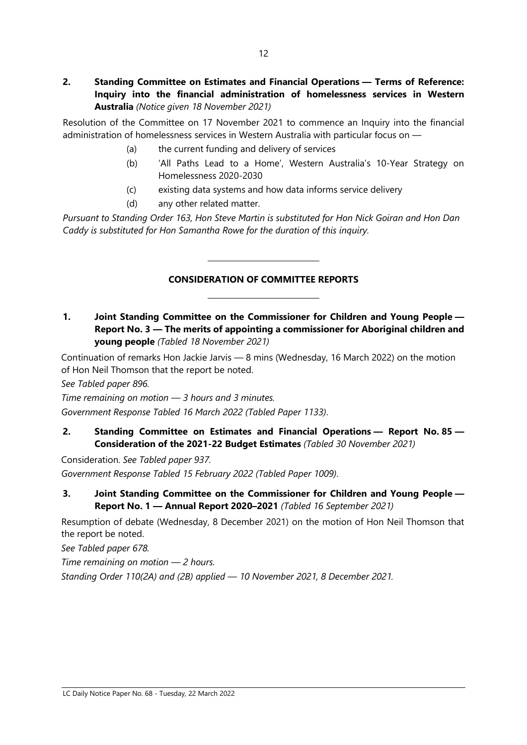**2. Standing Committee on Estimates and Financial Operations — Terms of Reference: Inquiry into the financial administration of homelessness services in Western Australia** *(Notice given 18 November 2021)*

Resolution of the Committee on 17 November 2021 to commence an Inquiry into the financial administration of homelessness services in Western Australia with particular focus on —

(a) the current funding and delivery of services

(b) 'All Paths Lead to a Home', Western Australia's 10-Year Strategy on Homelessness 2020-2030

(c) existing data systems and how data informs service delivery

(d) any other related matter.

*Pursuant to Standing Order 163, Hon Steve Martin is substituted for Hon Nick Goiran and Hon Dan Caddy is substituted for Hon Samantha Rowe for the duration of this inquiry.*

---

## CONSIDERATION OF COMMITTEE REPORTS

---

**1. Joint Standing Committee on the Commissioner for Children and Young People — Report No. 3 — The merits of appointing a commissioner for Aboriginal children and young people** *(Tabled 18 November 2021)*

Continuation of remarks Hon Jackie Jarvis — 8 mins (Wednesday, 16 March 2022) on the motion of Hon Neil Thomson that the report be noted.

*See Tabled paper 896.*

*Time remaining on motion — 3 hours and 3 minutes.*

*Government Response Tabled 16 March 2022 (Tabled Paper 1133).*

**2. Standing Committee on Estimates and Financial Operations — Report No. 85 — Consideration of the 2021-22 Budget Estimates** *(Tabled 30 November 2021)*

Consideration. *See Tabled paper 937.*

*Government Response Tabled 15 February 2022 (Tabled Paper 1009).*

**3. Joint Standing Committee on the Commissioner for Children and Young People — Report No. 1 — Annual Report 2020–2021** *(Tabled 16 September 2021)*

Resumption of debate (Wednesday, 8 December 2021) on the motion of Hon Neil Thomson that the report be noted.

*See Tabled paper 678.*

*Time remaining on motion — 2 hours.*

*Standing Order 110(2A) and (2B) applied — 10 November 2021, 8 December 2021.*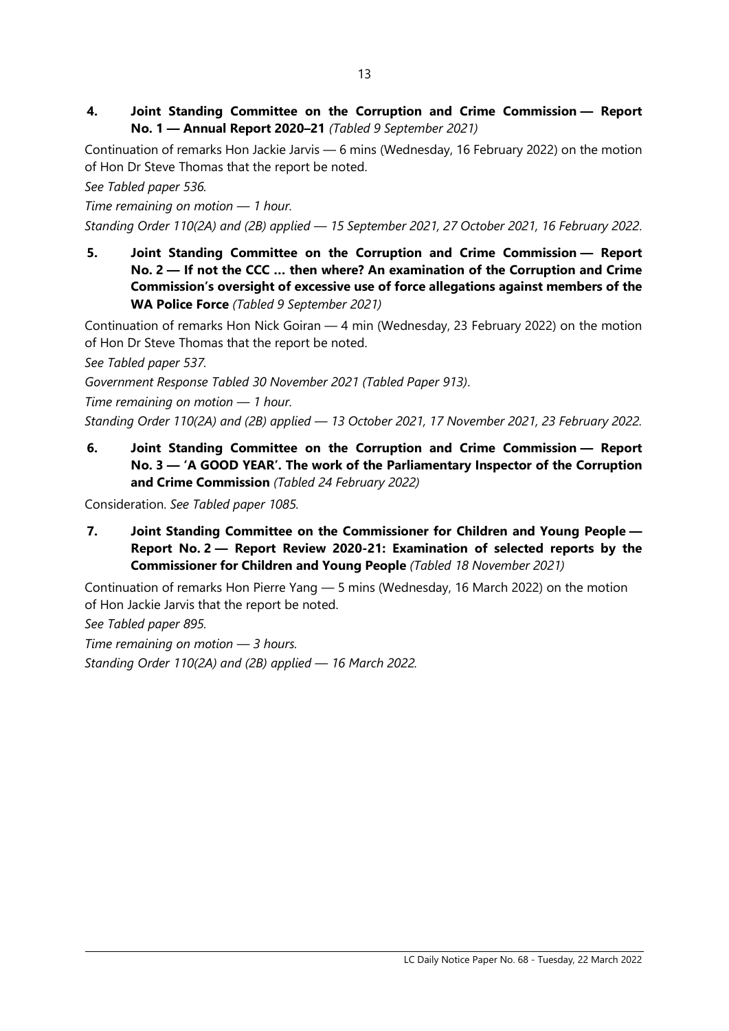**4. Joint Standing Committee on the Corruption and Crime Commission — Report No. 1 — Annual Report 2020–21** *(Tabled 9 September 2021)*

Continuation of remarks Hon Jackie Jarvis — 6 mins (Wednesday, 16 February 2022) on the motion of Hon Dr Steve Thomas that the report be noted.

*See Tabled paper 536.*

*Time remaining on motion — 1 hour.*

*Standing Order 110(2A) and (2B) applied — 15 September 2021, 27 October 2021, 16 February 2022.*

**5. Joint Standing Committee on the Corruption and Crime Commission — Report No. 2 — If not the CCC … then where? An examination of the Corruption and Crime Commission's oversight of excessive use of force allegations against members of the WA Police Force** *(Tabled 9 September 2021)*

Continuation of remarks Hon Nick Goiran — 4 min (Wednesday, 23 February 2022) on the motion of Hon Dr Steve Thomas that the report be noted.

*See Tabled paper 537.*

*Government Response Tabled 30 November 2021 (Tabled Paper 913).*

*Time remaining on motion — 1 hour.*

*Standing Order 110(2A) and (2B) applied — 13 October 2021, 17 November 2021, 23 February 2022.*

**6. Joint Standing Committee on the Corruption and Crime Commission — Report No. 3 — 'A GOOD YEAR'. The work of the Parliamentary Inspector of the Corruption and Crime Commission** *(Tabled 24 February 2022)*

Consideration. *See Tabled paper 1085.*

**7. Joint Standing Committee on the Commissioner for Children and Young People — Report No. 2 — Report Review 2020-21: Examination of selected reports by the Commissioner for Children and Young People** *(Tabled 18 November 2021)*

Continuation of remarks Hon Pierre Yang — 5 mins (Wednesday, 16 March 2022) on the motion of Hon Jackie Jarvis that the report be noted.

*See Tabled paper 895.*

*Time remaining on motion — 3 hours.*

*Standing Order 110(2A) and (2B) applied — 16 March 2022.*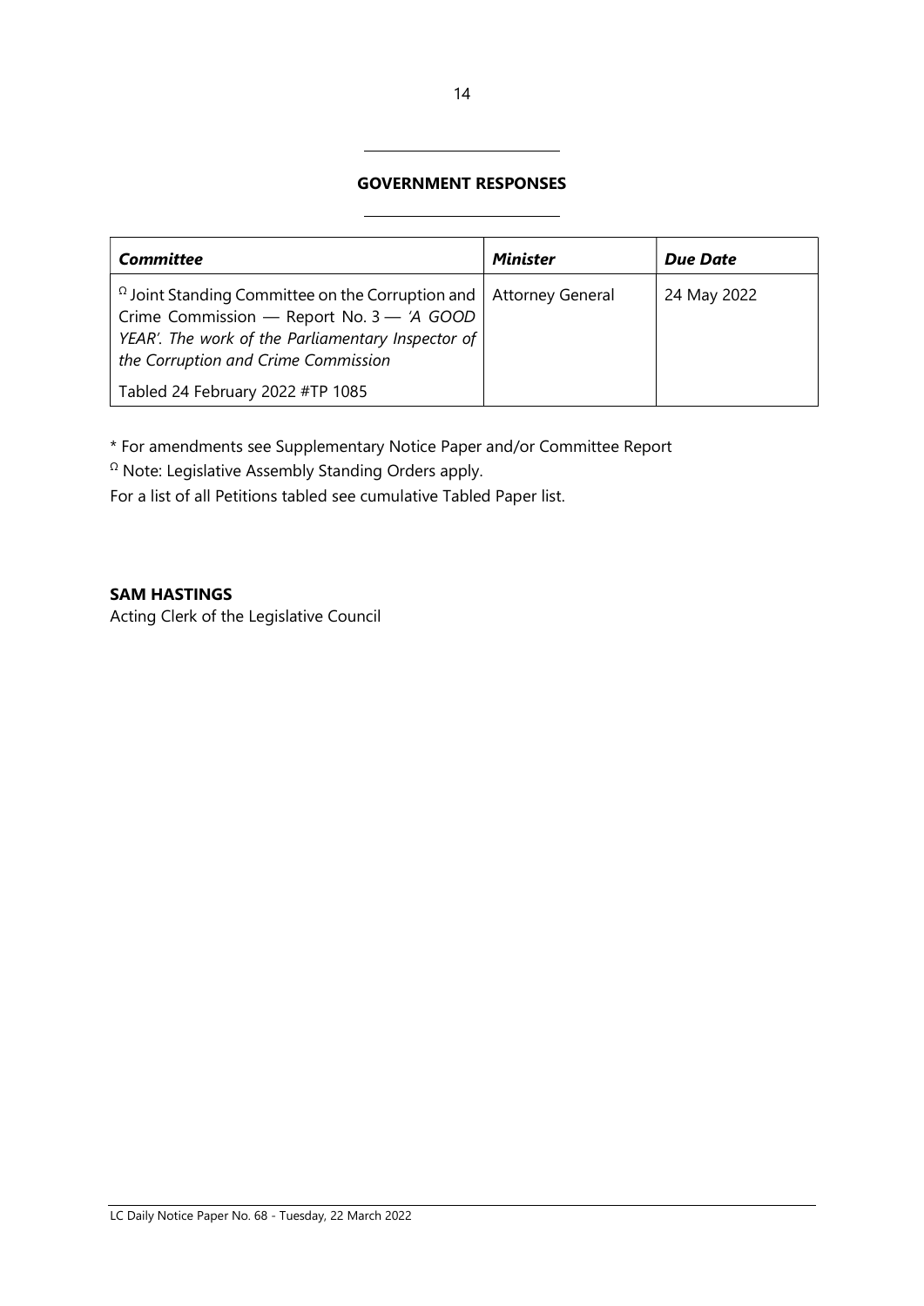## GOVERNMENT RESPONSES

| *Committee* | *Minister* | *Due Date* |
|---|---|---|
| Ω Joint Standing Committee on the Corruption and Crime Commission — Report No. 3 — *'A GOOD YEAR'. The work of the Parliamentary Inspector of the Corruption and Crime Commission*<br>Tabled 24 February 2022 #TP 1085 | Attorney General | 24 May 2022 |

* For amendments see Supplementary Notice Paper and/or Committee Report

Ω Note: Legislative Assembly Standing Orders apply.

For a list of all Petitions tabled see cumulative Tabled Paper list.

**SAM HASTINGS**
Acting Clerk of the Legislative Council